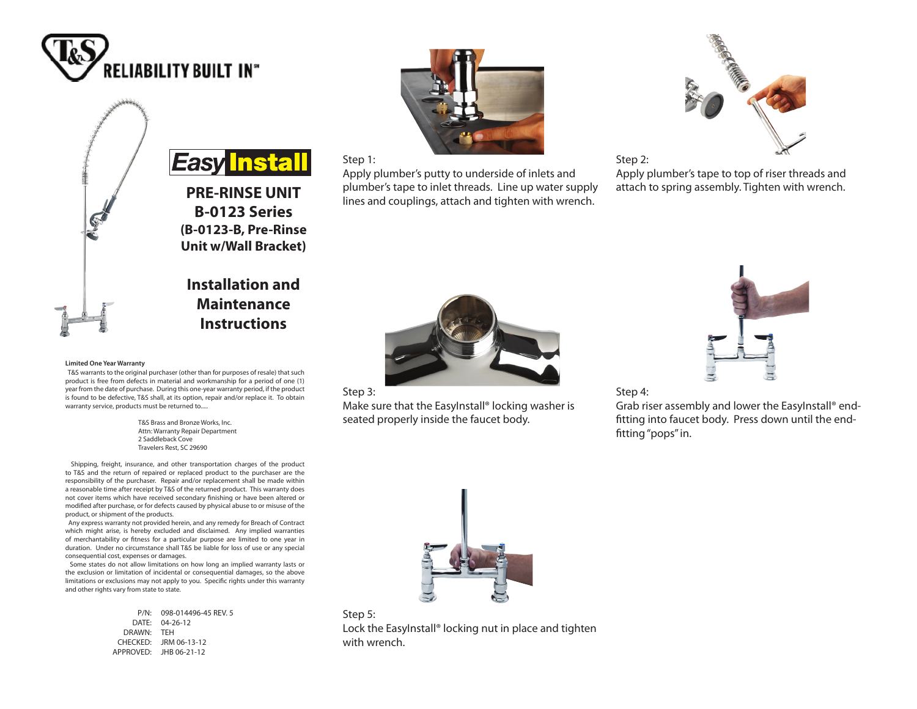T&S RELIABILITY BUILT IN™

# Easy Install

## PRE-RINSE UNIT
## B-0123 Series
**(B-0123-B, Pre-Rinse Unit w/Wall Bracket)**

## Installation and Maintenance Instructions

**Limited One Year Warranty**

T&S warrants to the original purchaser (other than for purposes of resale) that such product is free from defects in material and workmanship for a period of one (1) year from the date of purchase. During this one-year warranty period, if the product is found to be defective, T&S shall, at its option, repair and/or replace it. To obtain warranty service, products must be returned to.....

T&S Brass and Bronze Works, Inc.
Attn: Warranty Repair Department
2 Saddleback Cove
Travelers Rest, SC 29690

Shipping, freight, insurance, and other transportation charges of the product to T&S and the return of repaired or replaced product to the purchaser are the responsibility of the purchaser. Repair and/or replacement shall be made within a reasonable time after receipt by T&S of the returned product. This warranty does not cover items which have received secondary finishing or have been altered or modified after purchase, or for defects caused by physical abuse to or misuse of the product, or shipment of the products.

Any express warranty not provided herein, and any remedy for Breach of Contract which might arise, is hereby excluded and disclaimed. Any implied warranties of merchantability or fitness for a particular purpose are limited to one year in duration. Under no circumstance shall T&S be liable for loss of use or any special consequential cost, expenses or damages.

Some states do not allow limitations on how long an implied warranty lasts or the exclusion or limitation of incidental or consequential damages, so the above limitations or exclusions may not apply to you. Specific rights under this warranty and other rights vary from state to state.

P/N: 098-014496-45 REV. 5
DATE: 04-26-12
DRAWN: TEH
CHECKED: JRM 06-13-12
APPROVED: JHB 06-21-12

Step 1:
Apply plumber's putty to underside of inlets and plumber's tape to inlet threads. Line up water supply lines and couplings, attach and tighten with wrench.

Step 2:
Apply plumber's tape to top of riser threads and attach to spring assembly. Tighten with wrench.

Step 3:
Make sure that the EasyInstall® locking washer is seated properly inside the faucet body.

Step 4:
Grab riser assembly and lower the EasyInstall® end-fitting into faucet body. Press down until the end-fitting "pops" in.

Step 5:
Lock the EasyInstall® locking nut in place and tighten with wrench.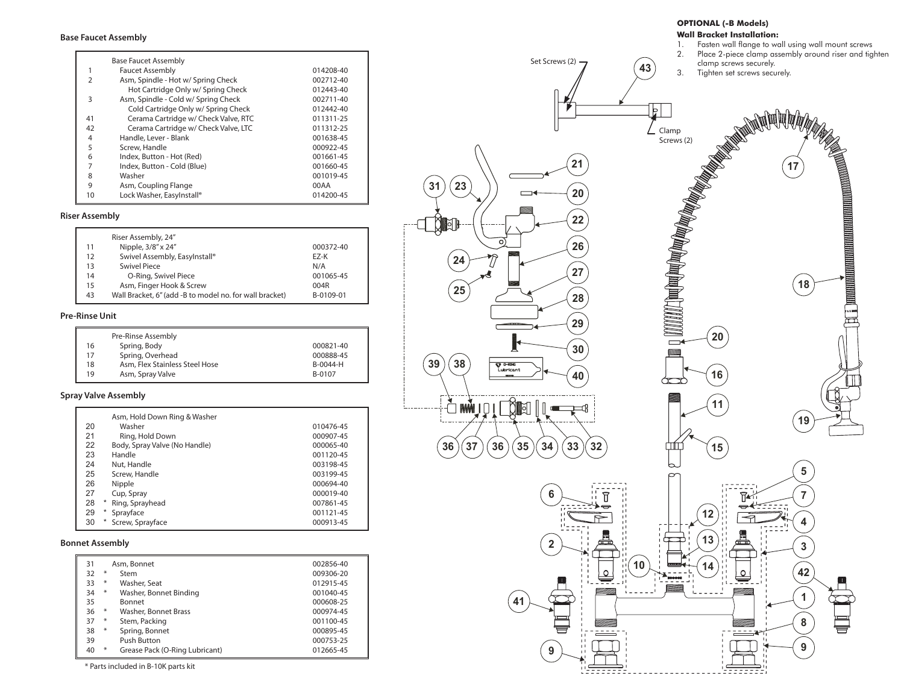### Base Faucet Assembly

| | | |
|---|---|---|
| | Base Faucet Assembly | |
| 1 | Faucet Assembly | 014208-40 |
| 2 | Asm, Spindle - Hot w/ Spring Check | 002712-40 |
| | Hot Cartridge Only w/ Spring Check | 012443-40 |
| 3 | Asm, Spindle - Cold w/ Spring Check | 002711-40 |
| | Cold Cartridge Only w/ Spring Check | 012442-40 |
| 41 | Cerama Cartridge w/ Check Valve, RTC | 011311-25 |
| 42 | Cerama Cartridge w/ Check Valve, LTC | 011312-25 |
| 4 | Handle, Lever - Blank | 001638-45 |
| 5 | Screw, Handle | 000922-45 |
| 6 | Index, Button - Hot (Red) | 001661-45 |
| 7 | Index, Button - Cold (Blue) | 001660-45 |
| 8 | Washer | 001019-45 |
| 9 | Asm, Coupling Flange | 00AA |
| 10 | Lock Washer, EasyInstall® | 014200-45 |

### Riser Assembly

| | | |
|---|---|---|
| | Riser Assembly, 24" | |
| 11 | Nipple, 3/8" x 24" | 000372-40 |
| 12 | Swivel Assembly, EasyInstall® | EZ-K |
| 13 | Swivel Piece | N/A |
| 14 | O-Ring, Swivel Piece | 001065-45 |
| 15 | Asm, Finger Hook & Screw | 004R |
| 43 | Wall Bracket, 6" (add -B to model no. for wall bracket) | B-0109-01 |

### Pre-Rinse Unit

| | | |
|---|---|---|
| | Pre-Rinse Assembly | |
| 16 | Spring, Body | 000821-40 |
| 17 | Spring, Overhead | 000888-45 |
| 18 | Asm, Flex Stainless Steel Hose | B-0044-H |
| 19 | Asm, Spray Valve | B-0107 |

### Spray Valve Assembly

| | | |
|---|---|---|
| | Asm, Hold Down Ring & Washer | |
| 20 | Washer | 010476-45 |
| 21 | Ring, Hold Down | 000907-45 |
| 22 | Body, Spray Valve (No Handle) | 000065-40 |
| 23 | Handle | 001120-45 |
| 24 | Nut, Handle | 003198-45 |
| 25 | Screw, Handle | 003199-45 |
| 26 | Nipple | 000694-40 |
| 27 | Cup, Spray | 000019-40 |
| 28 | * Ring, Sprayhead | 007861-45 |
| 29 | * Sprayface | 001121-45 |
| 30 | * Screw, Sprayface | 000913-45 |

### Bonnet Assembly

| | | |
|---|---|---|
| 31 | Asm, Bonnet | 002856-40 |
| 32 | * Stem | 009306-20 |
| 33 | * Washer, Seat | 012915-45 |
| 34 | * Washer, Bonnet Binding | 001040-45 |
| 35 | Bonnet | 000608-25 |
| 36 | * Washer, Bonnet Brass | 000974-45 |
| 37 | * Stem, Packing | 001100-45 |
| 38 | * Spring, Bonnet | 000895-45 |
| 39 | Push Button | 000753-25 |
| 40 | * Grease Pack (O-Ring Lubricant) | 012665-45 |

\* Parts included in B-10K parts kit

**OPTIONAL (-B Models)**

**Wall Bracket Installation:**

1. Fasten wall flange to wall using wall mount screws
2. Place 2-piece clamp assembly around riser and tighten clamp screws securely.
3. Tighten set screws securely.

Set Screws (2)

Clamp Screws (2)

43 21 20 22 26 27 28 29 30 40 31 23 24 25 39 38 36 37 36 35 34 33 32 17 18 20 16 11 15 19 5 6 7 12 4 2 13 3 10 14 42 41 1 8 9 9